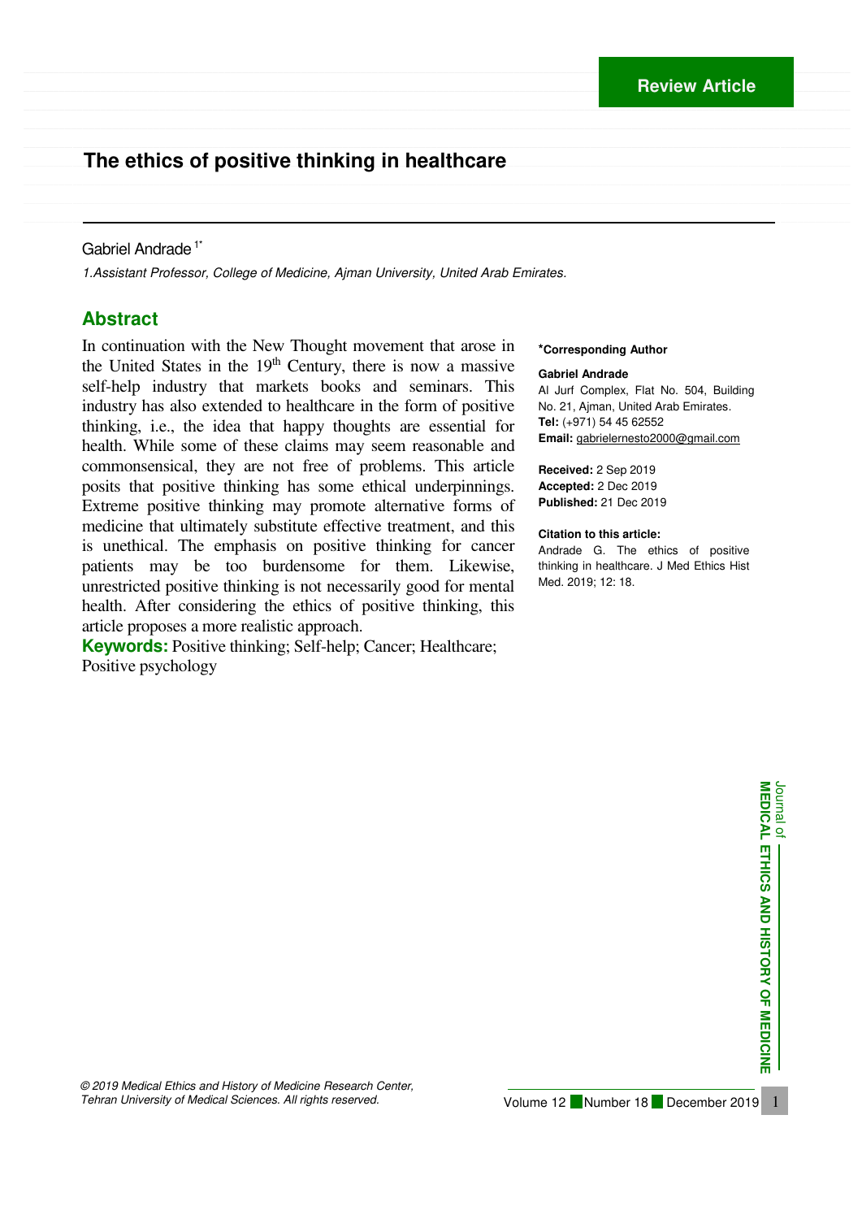Review Article

# The ethics of positive thinking in healthcare

Gabriel Andrade [1*]

*1.Assistant Professor, College of Medicine, Ajman University, United Arab Emirates.*

## Abstract

In continuation with the New Thought movement that arose in the United States in the 19th Century, there is now a massive self-help industry that markets books and seminars. This industry has also extended to healthcare in the form of positive thinking, i.e., the idea that happy thoughts are essential for health. While some of these claims may seem reasonable and commonsensical, they are not free of problems. This article posits that positive thinking has some ethical underpinnings. Extreme positive thinking may promote alternative forms of medicine that ultimately substitute effective treatment, and this is unethical. The emphasis on positive thinking for cancer patients may be too burdensome for them. Likewise, unrestricted positive thinking is not necessarily good for mental health. After considering the ethics of positive thinking, this article proposes a more realistic approach.

**Keywords:** Positive thinking; Self-help; Cancer; Healthcare; Positive psychology

**\*Corresponding Author**

**Gabriel Andrade**
Al Jurf Complex, Flat No. 504, Building No. 21, Ajman, United Arab Emirates.
**Tel:** (+971) 54 45 62552
**Email:** gabrielernesto2000@gmail.com

**Received:** 2 Sep 2019
**Accepted:** 2 Dec 2019
**Published:** 21 Dec 2019

**Citation to this article:**
Andrade G. The ethics of positive thinking in healthcare. J Med Ethics Hist Med. 2019; 12: 18.

*© 2019 Medical Ethics and History of Medicine Research Center, Tehran University of Medical Sciences. All rights reserved.*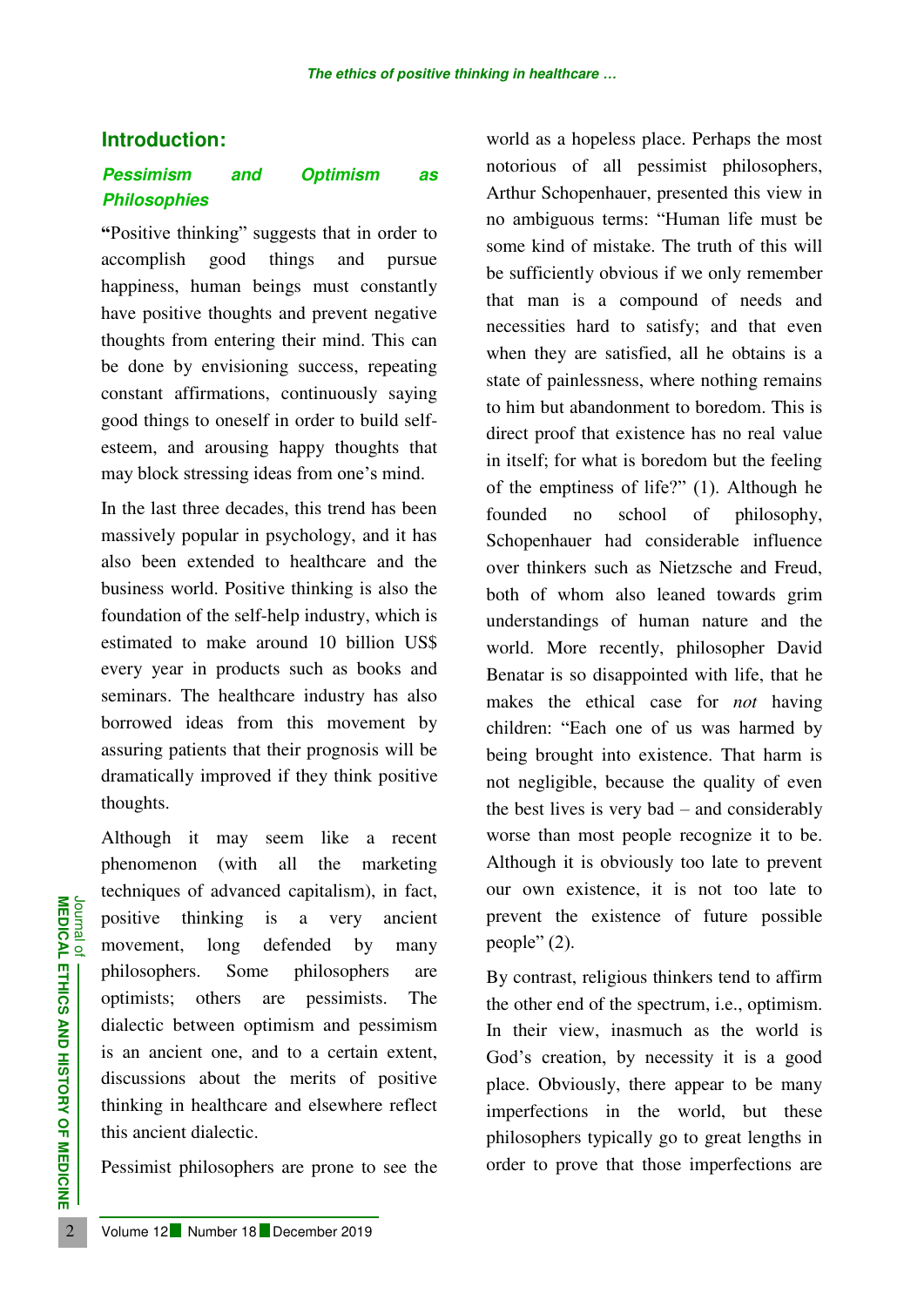## Introduction:

### *Pessimism and Optimism as Philosophies*

**"**Positive thinking" suggests that in order to accomplish good things and pursue happiness, human beings must constantly have positive thoughts and prevent negative thoughts from entering their mind. This can be done by envisioning success, repeating constant affirmations, continuously saying good things to oneself in order to build self-esteem, and arousing happy thoughts that may block stressing ideas from one's mind.

In the last three decades, this trend has been massively popular in psychology, and it has also been extended to healthcare and the business world. Positive thinking is also the foundation of the self-help industry, which is estimated to make around 10 billion US$ every year in products such as books and seminars. The healthcare industry has also borrowed ideas from this movement by assuring patients that their prognosis will be dramatically improved if they think positive thoughts.

Although it may seem like a recent phenomenon (with all the marketing techniques of advanced capitalism), in fact, positive thinking is a very ancient movement, long defended by many philosophers. Some philosophers are optimists; others are pessimists. The dialectic between optimism and pessimism is an ancient one, and to a certain extent, discussions about the merits of positive thinking in healthcare and elsewhere reflect this ancient dialectic.

Pessimist philosophers are prone to see the world as a hopeless place. Perhaps the most notorious of all pessimist philosophers, Arthur Schopenhauer, presented this view in no ambiguous terms: "Human life must be some kind of mistake. The truth of this will be sufficiently obvious if we only remember that man is a compound of needs and necessities hard to satisfy; and that even when they are satisfied, all he obtains is a state of painlessness, where nothing remains to him but abandonment to boredom. This is direct proof that existence has no real value in itself; for what is boredom but the feeling of the emptiness of life?" (1). Although he founded no school of philosophy, Schopenhauer had considerable influence over thinkers such as Nietzsche and Freud, both of whom also leaned towards grim understandings of human nature and the world. More recently, philosopher David Benatar is so disappointed with life, that he makes the ethical case for *not* having children: "Each one of us was harmed by being brought into existence. That harm is not negligible, because the quality of even the best lives is very bad – and considerably worse than most people recognize it to be. Although it is obviously too late to prevent our own existence, it is not too late to prevent the existence of future possible people" (2).

By contrast, religious thinkers tend to affirm the other end of the spectrum, i.e., optimism. In their view, inasmuch as the world is God's creation, by necessity it is a good place. Obviously, there appear to be many imperfections in the world, but these philosophers typically go to great lengths in order to prove that those imperfections are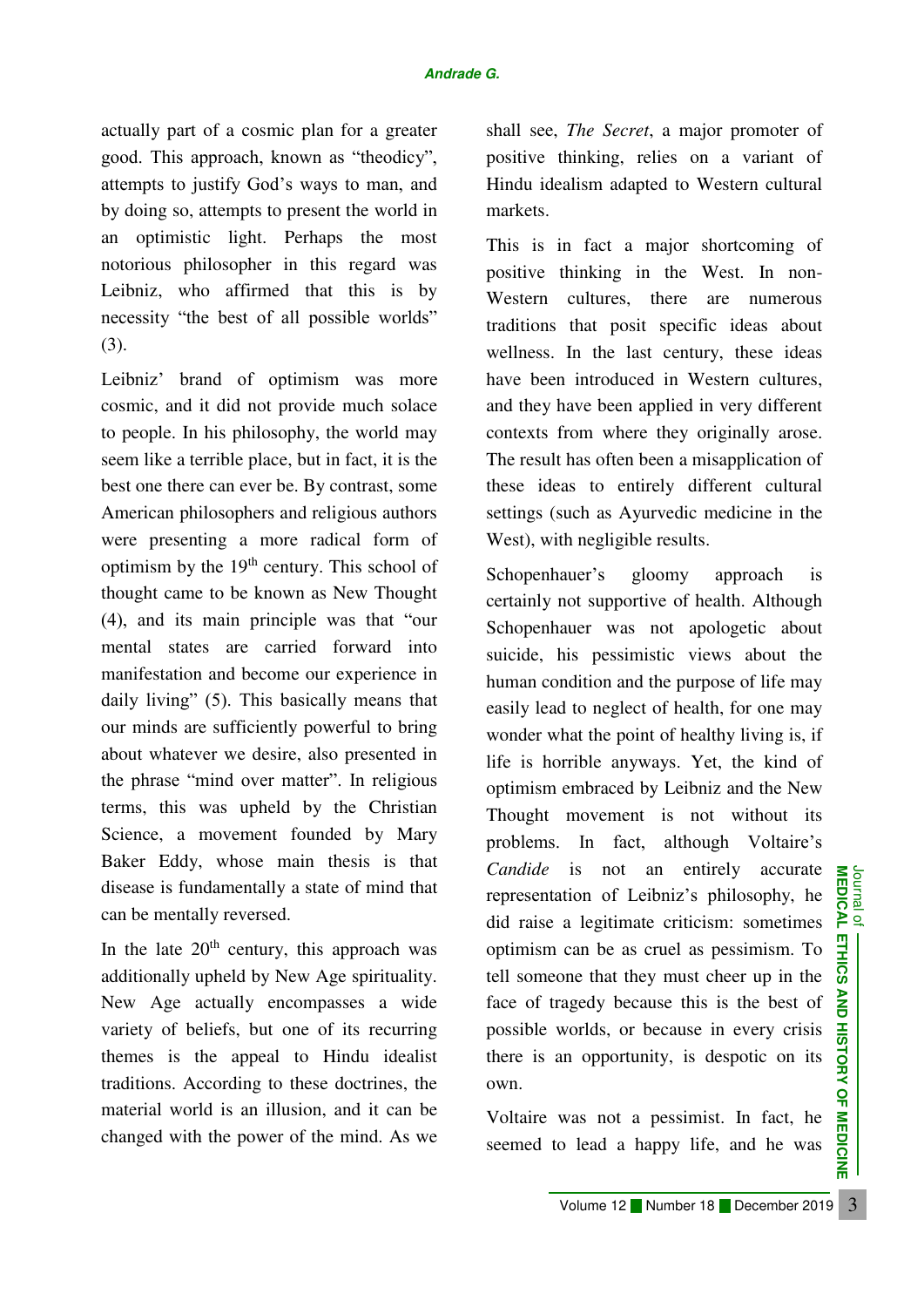actually part of a cosmic plan for a greater good. This approach, known as "theodicy", attempts to justify God's ways to man, and by doing so, attempts to present the world in an optimistic light. Perhaps the most notorious philosopher in this regard was Leibniz, who affirmed that this is by necessity "the best of all possible worlds" (3).

Leibniz' brand of optimism was more cosmic, and it did not provide much solace to people. In his philosophy, the world may seem like a terrible place, but in fact, it is the best one there can ever be. By contrast, some American philosophers and religious authors were presenting a more radical form of optimism by the 19th century. This school of thought came to be known as New Thought (4), and its main principle was that "our mental states are carried forward into manifestation and become our experience in daily living" (5). This basically means that our minds are sufficiently powerful to bring about whatever we desire, also presented in the phrase "mind over matter". In religious terms, this was upheld by the Christian Science, a movement founded by Mary Baker Eddy, whose main thesis is that disease is fundamentally a state of mind that can be mentally reversed.

In the late 20th century, this approach was additionally upheld by New Age spirituality. New Age actually encompasses a wide variety of beliefs, but one of its recurring themes is the appeal to Hindu idealist traditions. According to these doctrines, the material world is an illusion, and it can be changed with the power of the mind. As we shall see, *The Secret*, a major promoter of positive thinking, relies on a variant of Hindu idealism adapted to Western cultural markets.

This is in fact a major shortcoming of positive thinking in the West. In non-Western cultures, there are numerous traditions that posit specific ideas about wellness. In the last century, these ideas have been introduced in Western cultures, and they have been applied in very different contexts from where they originally arose. The result has often been a misapplication of these ideas to entirely different cultural settings (such as Ayurvedic medicine in the West), with negligible results.

Schopenhauer's gloomy approach is certainly not supportive of health. Although Schopenhauer was not apologetic about suicide, his pessimistic views about the human condition and the purpose of life may easily lead to neglect of health, for one may wonder what the point of healthy living is, if life is horrible anyways. Yet, the kind of optimism embraced by Leibniz and the New Thought movement is not without its problems. In fact, although Voltaire's *Candide* is not an entirely accurate representation of Leibniz's philosophy, he did raise a legitimate criticism: sometimes optimism can be as cruel as pessimism. To tell someone that they must cheer up in the face of tragedy because this is the best of possible worlds, or because in every crisis there is an opportunity, is despotic on its own.

Voltaire was not a pessimist. In fact, he seemed to lead a happy life, and he was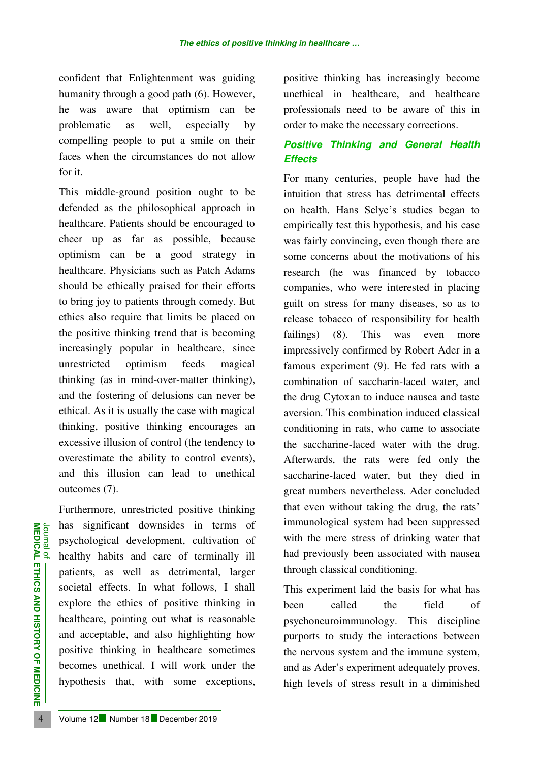confident that Enlightenment was guiding humanity through a good path (6). However, he was aware that optimism can be problematic as well, especially by compelling people to put a smile on their faces when the circumstances do not allow for it.

This middle-ground position ought to be defended as the philosophical approach in healthcare. Patients should be encouraged to cheer up as far as possible, because optimism can be a good strategy in healthcare. Physicians such as Patch Adams should be ethically praised for their efforts to bring joy to patients through comedy. But ethics also require that limits be placed on the positive thinking trend that is becoming increasingly popular in healthcare, since unrestricted optimism feeds magical thinking (as in mind-over-matter thinking), and the fostering of delusions can never be ethical. As it is usually the case with magical thinking, positive thinking encourages an excessive illusion of control (the tendency to overestimate the ability to control events), and this illusion can lead to unethical outcomes (7).

Furthermore, unrestricted positive thinking has significant downsides in terms of psychological development, cultivation of healthy habits and care of terminally ill patients, as well as detrimental, larger societal effects. In what follows, I shall explore the ethics of positive thinking in healthcare, pointing out what is reasonable and acceptable, and also highlighting how positive thinking in healthcare sometimes becomes unethical. I will work under the hypothesis that, with some exceptions, positive thinking has increasingly become unethical in healthcare, and healthcare professionals need to be aware of this in order to make the necessary corrections.

## Positive Thinking and General Health Effects

For many centuries, people have had the intuition that stress has detrimental effects on health. Hans Selye's studies began to empirically test this hypothesis, and his case was fairly convincing, even though there are some concerns about the motivations of his research (he was financed by tobacco companies, who were interested in placing guilt on stress for many diseases, so as to release tobacco of responsibility for health failings) (8). This was even more impressively confirmed by Robert Ader in a famous experiment (9). He fed rats with a combination of saccharin-laced water, and the drug Cytoxan to induce nausea and taste aversion. This combination induced classical conditioning in rats, who came to associate the saccharine-laced water with the drug. Afterwards, the rats were fed only the saccharine-laced water, but they died in great numbers nevertheless. Ader concluded that even without taking the drug, the rats' immunological system had been suppressed with the mere stress of drinking water that had previously been associated with nausea through classical conditioning.

This experiment laid the basis for what has been called the field of psychoneuroimmunology. This discipline purports to study the interactions between the nervous system and the immune system, and as Ader's experiment adequately proves, high levels of stress result in a diminished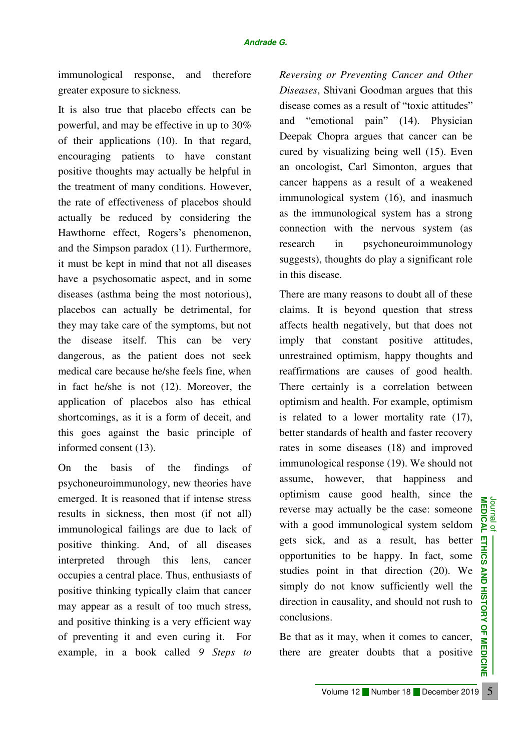immunological response, and therefore greater exposure to sickness.

It is also true that placebo effects can be powerful, and may be effective in up to 30% of their applications (10). In that regard, encouraging patients to have constant positive thoughts may actually be helpful in the treatment of many conditions. However, the rate of effectiveness of placebos should actually be reduced by considering the Hawthorne effect, Rogers's phenomenon, and the Simpson paradox (11). Furthermore, it must be kept in mind that not all diseases have a psychosomatic aspect, and in some diseases (asthma being the most notorious), placebos can actually be detrimental, for they may take care of the symptoms, but not the disease itself. This can be very dangerous, as the patient does not seek medical care because he/she feels fine, when in fact he/she is not (12). Moreover, the application of placebos also has ethical shortcomings, as it is a form of deceit, and this goes against the basic principle of informed consent (13).

On the basis of the findings of psychoneuroimmunology, new theories have emerged. It is reasoned that if intense stress results in sickness, then most (if not all) immunological failings are due to lack of positive thinking. And, of all diseases interpreted through this lens, cancer occupies a central place. Thus, enthusiasts of positive thinking typically claim that cancer may appear as a result of too much stress, and positive thinking is a very efficient way of preventing it and even curing it. For example, in a book called *9 Steps to Reversing or Preventing Cancer and Other Diseases*, Shivani Goodman argues that this disease comes as a result of "toxic attitudes" and "emotional pain" (14). Physician Deepak Chopra argues that cancer can be cured by visualizing being well (15). Even an oncologist, Carl Simonton, argues that cancer happens as a result of a weakened immunological system (16), and inasmuch as the immunological system has a strong connection with the nervous system (as research in psychoneuroimmunology suggests), thoughts do play a significant role in this disease.

There are many reasons to doubt all of these claims. It is beyond question that stress affects health negatively, but that does not imply that constant positive attitudes, unrestrained optimism, happy thoughts and reaffirmations are causes of good health. There certainly is a correlation between optimism and health. For example, optimism is related to a lower mortality rate (17), better standards of health and faster recovery rates in some diseases (18) and improved immunological response (19). We should not assume, however, that happiness and optimism cause good health, since the reverse may actually be the case: someone with a good immunological system seldom gets sick, and as a result, has better opportunities to be happy. In fact, some studies point in that direction (20). We simply do not know sufficiently well the direction in causality, and should not rush to conclusions.

Be that as it may, when it comes to cancer, there are greater doubts that a positive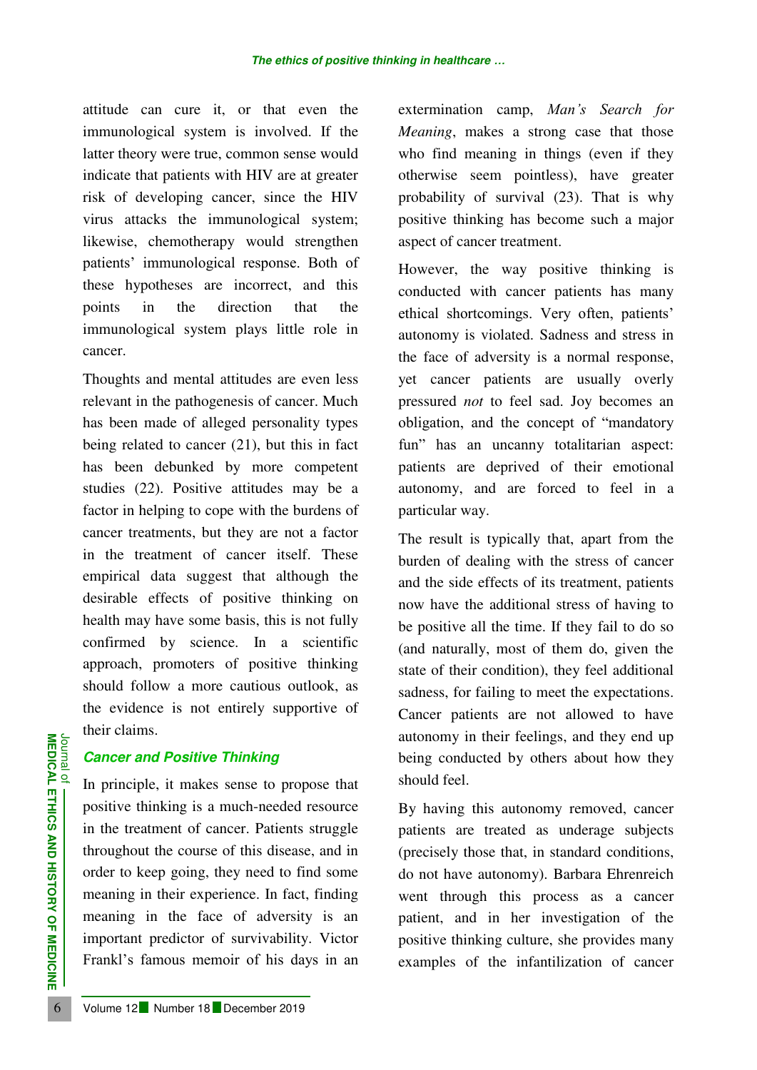attitude can cure it, or that even the immunological system is involved. If the latter theory were true, common sense would indicate that patients with HIV are at greater risk of developing cancer, since the HIV virus attacks the immunological system; likewise, chemotherapy would strengthen patients' immunological response. Both of these hypotheses are incorrect, and this points in the direction that the immunological system plays little role in cancer.

Thoughts and mental attitudes are even less relevant in the pathogenesis of cancer. Much has been made of alleged personality types being related to cancer (21), but this in fact has been debunked by more competent studies (22). Positive attitudes may be a factor in helping to cope with the burdens of cancer treatments, but they are not a factor in the treatment of cancer itself. These empirical data suggest that although the desirable effects of positive thinking on health may have some basis, this is not fully confirmed by science. In a scientific approach, promoters of positive thinking should follow a more cautious outlook, as the evidence is not entirely supportive of their claims.

### Cancer and Positive Thinking

In principle, it makes sense to propose that positive thinking is a much-needed resource in the treatment of cancer. Patients struggle throughout the course of this disease, and in order to keep going, they need to find some meaning in their experience. In fact, finding meaning in the face of adversity is an important predictor of survivability. Victor Frankl's famous memoir of his days in an extermination camp, *Man's Search for Meaning*, makes a strong case that those who find meaning in things (even if they otherwise seem pointless), have greater probability of survival (23). That is why positive thinking has become such a major aspect of cancer treatment.

However, the way positive thinking is conducted with cancer patients has many ethical shortcomings. Very often, patients' autonomy is violated. Sadness and stress in the face of adversity is a normal response, yet cancer patients are usually overly pressured *not* to feel sad. Joy becomes an obligation, and the concept of "mandatory fun" has an uncanny totalitarian aspect: patients are deprived of their emotional autonomy, and are forced to feel in a particular way.

The result is typically that, apart from the burden of dealing with the stress of cancer and the side effects of its treatment, patients now have the additional stress of having to be positive all the time. If they fail to do so (and naturally, most of them do, given the state of their condition), they feel additional sadness, for failing to meet the expectations. Cancer patients are not allowed to have autonomy in their feelings, and they end up being conducted by others about how they should feel.

By having this autonomy removed, cancer patients are treated as underage subjects (precisely those that, in standard conditions, do not have autonomy). Barbara Ehrenreich went through this process as a cancer patient, and in her investigation of the positive thinking culture, she provides many examples of the infantilization of cancer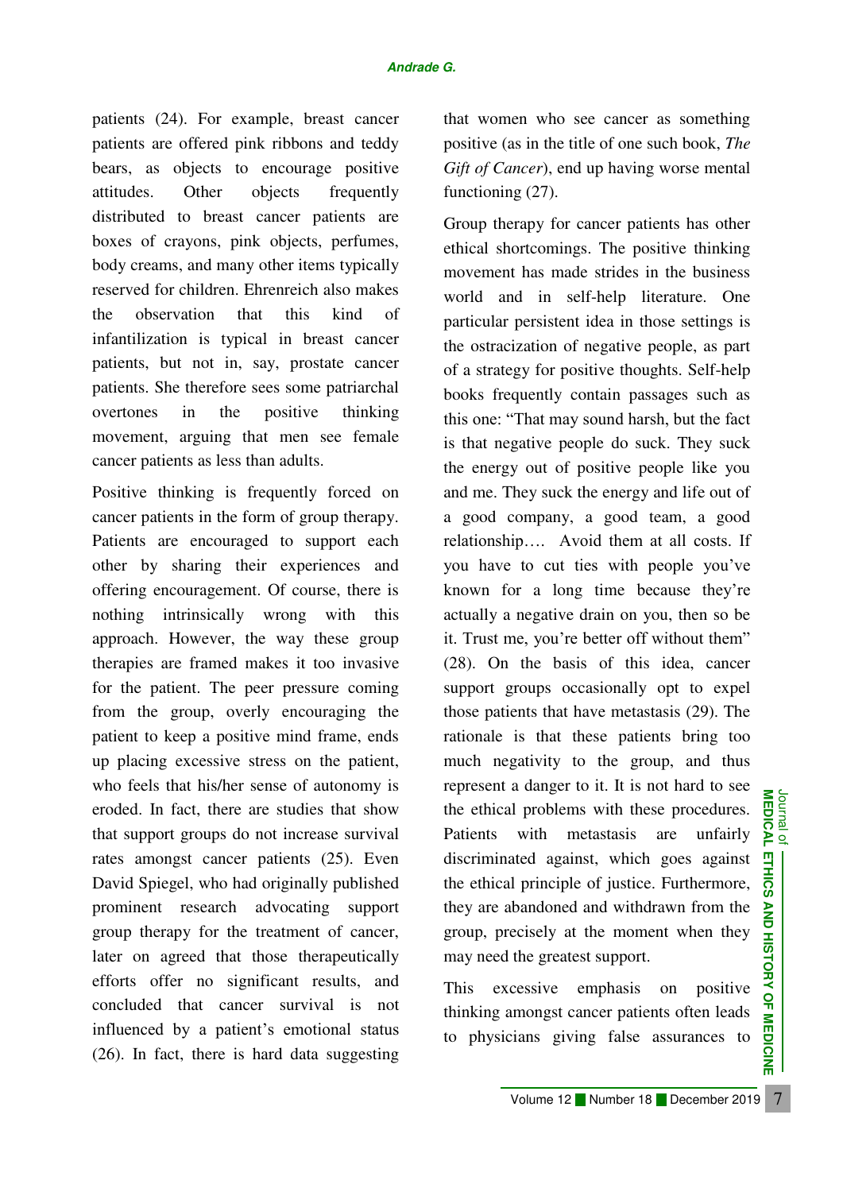patients (24). For example, breast cancer patients are offered pink ribbons and teddy bears, as objects to encourage positive attitudes. Other objects frequently distributed to breast cancer patients are boxes of crayons, pink objects, perfumes, body creams, and many other items typically reserved for children. Ehrenreich also makes the observation that this kind of infantilization is typical in breast cancer patients, but not in, say, prostate cancer patients. She therefore sees some patriarchal overtones in the positive thinking movement, arguing that men see female cancer patients as less than adults.

Positive thinking is frequently forced on cancer patients in the form of group therapy. Patients are encouraged to support each other by sharing their experiences and offering encouragement. Of course, there is nothing intrinsically wrong with this approach. However, the way these group therapies are framed makes it too invasive for the patient. The peer pressure coming from the group, overly encouraging the patient to keep a positive mind frame, ends up placing excessive stress on the patient, who feels that his/her sense of autonomy is eroded. In fact, there are studies that show that support groups do not increase survival rates amongst cancer patients (25). Even David Spiegel, who had originally published prominent research advocating support group therapy for the treatment of cancer, later on agreed that those therapeutically efforts offer no significant results, and concluded that cancer survival is not influenced by a patient's emotional status (26). In fact, there is hard data suggesting that women who see cancer as something positive (as in the title of one such book, *The Gift of Cancer*), end up having worse mental functioning (27).

Group therapy for cancer patients has other ethical shortcomings. The positive thinking movement has made strides in the business world and in self-help literature. One particular persistent idea in those settings is the ostracization of negative people, as part of a strategy for positive thoughts. Self-help books frequently contain passages such as this one: "That may sound harsh, but the fact is that negative people do suck. They suck the energy out of positive people like you and me. They suck the energy and life out of a good company, a good team, a good relationship…. Avoid them at all costs. If you have to cut ties with people you've known for a long time because they're actually a negative drain on you, then so be it. Trust me, you're better off without them" (28). On the basis of this idea, cancer support groups occasionally opt to expel those patients that have metastasis (29). The rationale is that these patients bring too much negativity to the group, and thus represent a danger to it. It is not hard to see the ethical problems with these procedures. Patients with metastasis are unfairly discriminated against, which goes against the ethical principle of justice. Furthermore, they are abandoned and withdrawn from the group, precisely at the moment when they may need the greatest support.

This excessive emphasis on positive thinking amongst cancer patients often leads to physicians giving false assurances to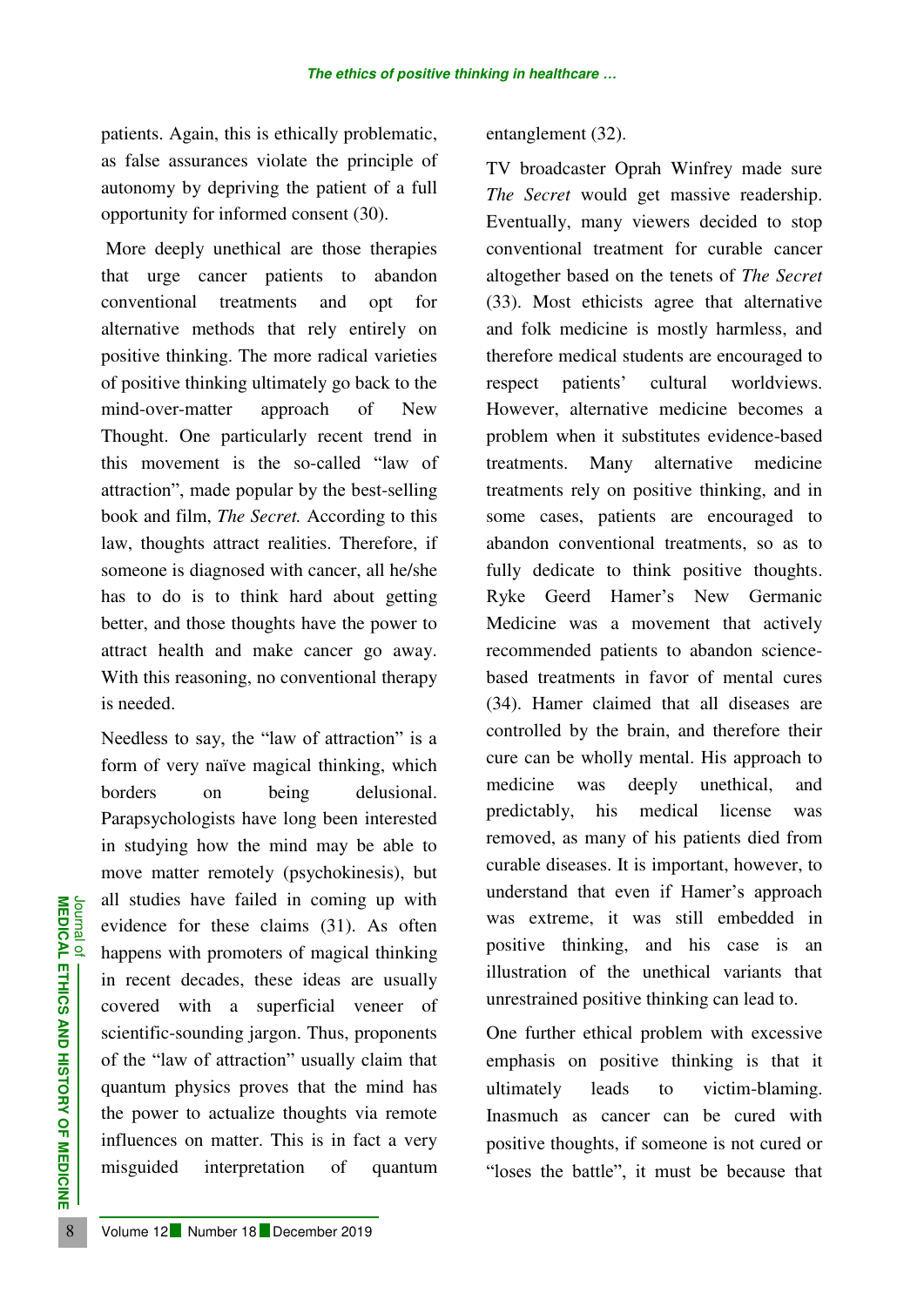patients. Again, this is ethically problematic, as false assurances violate the principle of autonomy by depriving the patient of a full opportunity for informed consent (30).

More deeply unethical are those therapies that urge cancer patients to abandon conventional treatments and opt for alternative methods that rely entirely on positive thinking. The more radical varieties of positive thinking ultimately go back to the mind-over-matter approach of New Thought. One particularly recent trend in this movement is the so-called "law of attraction", made popular by the best-selling book and film, *The Secret.* According to this law, thoughts attract realities. Therefore, if someone is diagnosed with cancer, all he/she has to do is to think hard about getting better, and those thoughts have the power to attract health and make cancer go away. With this reasoning, no conventional therapy is needed.

Needless to say, the "law of attraction" is a form of very naïve magical thinking, which borders on being delusional. Parapsychologists have long been interested in studying how the mind may be able to move matter remotely (psychokinesis), but all studies have failed in coming up with evidence for these claims (31). As often happens with promoters of magical thinking in recent decades, these ideas are usually covered with a superficial veneer of scientific-sounding jargon. Thus, proponents of the "law of attraction" usually claim that quantum physics proves that the mind has the power to actualize thoughts via remote influences on matter. This is in fact a very misguided interpretation of quantum entanglement (32).

TV broadcaster Oprah Winfrey made sure *The Secret* would get massive readership. Eventually, many viewers decided to stop conventional treatment for curable cancer altogether based on the tenets of *The Secret* (33). Most ethicists agree that alternative and folk medicine is mostly harmless, and therefore medical students are encouraged to respect patients' cultural worldviews. However, alternative medicine becomes a problem when it substitutes evidence-based treatments. Many alternative medicine treatments rely on positive thinking, and in some cases, patients are encouraged to abandon conventional treatments, so as to fully dedicate to think positive thoughts. Ryke Geerd Hamer's New Germanic Medicine was a movement that actively recommended patients to abandon science-based treatments in favor of mental cures (34). Hamer claimed that all diseases are controlled by the brain, and therefore their cure can be wholly mental. His approach to medicine was deeply unethical, and predictably, his medical license was removed, as many of his patients died from curable diseases. It is important, however, to understand that even if Hamer's approach was extreme, it was still embedded in positive thinking, and his case is an illustration of the unethical variants that unrestrained positive thinking can lead to.

One further ethical problem with excessive emphasis on positive thinking is that it ultimately leads to victim-blaming. Inasmuch as cancer can be cured with positive thoughts, if someone is not cured or "loses the battle", it must be because that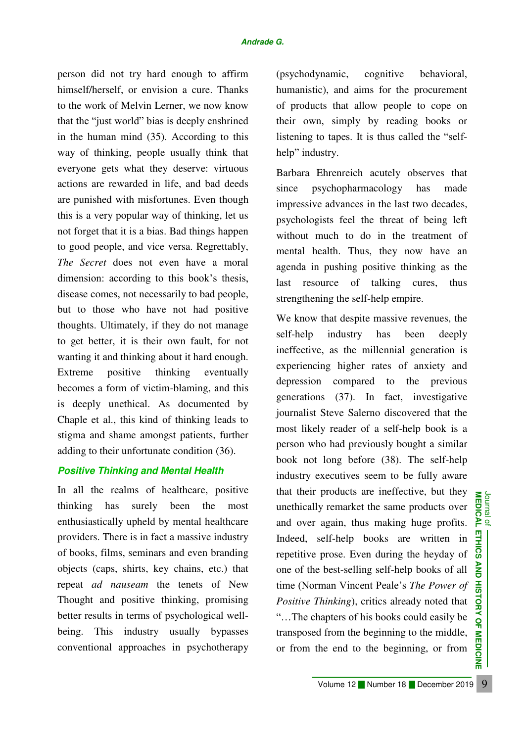person did not try hard enough to affirm himself/herself, or envision a cure. Thanks to the work of Melvin Lerner, we now know that the "just world" bias is deeply enshrined in the human mind (35). According to this way of thinking, people usually think that everyone gets what they deserve: virtuous actions are rewarded in life, and bad deeds are punished with misfortunes. Even though this is a very popular way of thinking, let us not forget that it is a bias. Bad things happen to good people, and vice versa. Regrettably, *The Secret* does not even have a moral dimension: according to this book's thesis, disease comes, not necessarily to bad people, but to those who have not had positive thoughts. Ultimately, if they do not manage to get better, it is their own fault, for not wanting it and thinking about it hard enough. Extreme positive thinking eventually becomes a form of victim-blaming, and this is deeply unethical. As documented by Chaple et al., this kind of thinking leads to stigma and shame amongst patients, further adding to their unfortunate condition (36).

## Positive Thinking and Mental Health

In all the realms of healthcare, positive thinking has surely been the most enthusiastically upheld by mental healthcare providers. There is in fact a massive industry of books, films, seminars and even branding objects (caps, shirts, key chains, etc.) that repeat *ad nauseam* the tenets of New Thought and positive thinking, promising better results in terms of psychological well-being. This industry usually bypasses conventional approaches in psychotherapy (psychodynamic, cognitive behavioral, humanistic), and aims for the procurement of products that allow people to cope on their own, simply by reading books or listening to tapes. It is thus called the "self-help" industry.

Barbara Ehrenreich acutely observes that since psychopharmacology has made impressive advances in the last two decades, psychologists feel the threat of being left without much to do in the treatment of mental health. Thus, they now have an agenda in pushing positive thinking as the last resource of talking cures, thus strengthening the self-help empire.

We know that despite massive revenues, the self-help industry has been deeply ineffective, as the millennial generation is experiencing higher rates of anxiety and depression compared to the previous generations (37). In fact, investigative journalist Steve Salerno discovered that the most likely reader of a self-help book is a person who had previously bought a similar book not long before (38). The self-help industry executives seem to be fully aware that their products are ineffective, but they unethically remarket the same products over and over again, thus making huge profits. Indeed, self-help books are written in repetitive prose. Even during the heyday of one of the best-selling self-help books of all time (Norman Vincent Peale's *The Power of Positive Thinking*), critics already noted that "…The chapters of his books could easily be transposed from the beginning to the middle, or from the end to the beginning, or from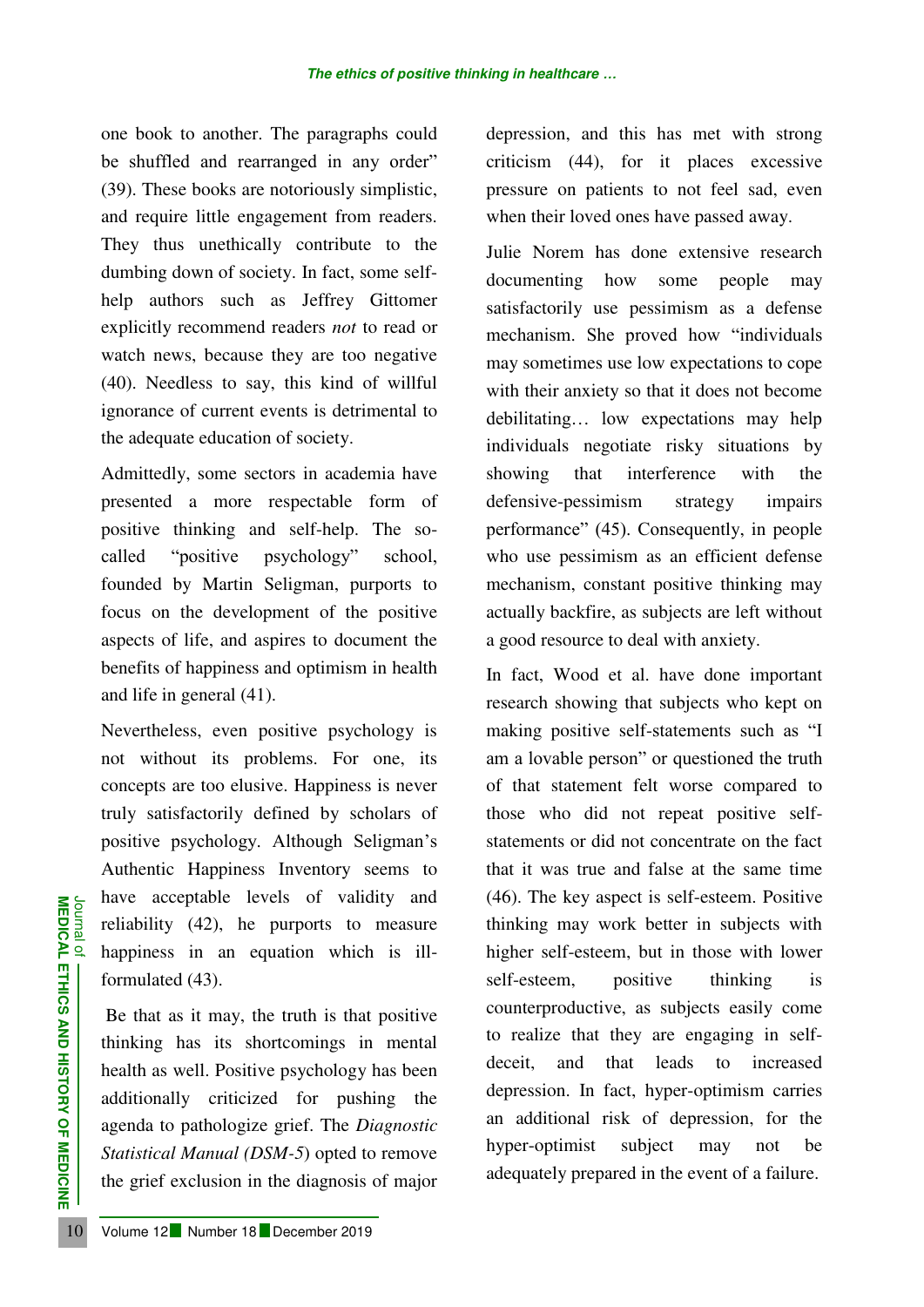one book to another. The paragraphs could be shuffled and rearranged in any order" (39). These books are notoriously simplistic, and require little engagement from readers. They thus unethically contribute to the dumbing down of society. In fact, some self-help authors such as Jeffrey Gittomer explicitly recommend readers *not* to read or watch news, because they are too negative (40). Needless to say, this kind of willful ignorance of current events is detrimental to the adequate education of society.

Admittedly, some sectors in academia have presented a more respectable form of positive thinking and self-help. The so-called "positive psychology" school, founded by Martin Seligman, purports to focus on the development of the positive aspects of life, and aspires to document the benefits of happiness and optimism in health and life in general (41).

Nevertheless, even positive psychology is not without its problems. For one, its concepts are too elusive. Happiness is never truly satisfactorily defined by scholars of positive psychology. Although Seligman's Authentic Happiness Inventory seems to have acceptable levels of validity and reliability (42), he purports to measure happiness in an equation which is ill-formulated (43).

Be that as it may, the truth is that positive thinking has its shortcomings in mental health as well. Positive psychology has been additionally criticized for pushing the agenda to pathologize grief. The *Diagnostic Statistical Manual (DSM-5*) opted to remove the grief exclusion in the diagnosis of major depression, and this has met with strong criticism (44), for it places excessive pressure on patients to not feel sad, even when their loved ones have passed away.

Julie Norem has done extensive research documenting how some people may satisfactorily use pessimism as a defense mechanism. She proved how "individuals may sometimes use low expectations to cope with their anxiety so that it does not become debilitating… low expectations may help individuals negotiate risky situations by showing that interference with the defensive-pessimism strategy impairs performance" (45). Consequently, in people who use pessimism as an efficient defense mechanism, constant positive thinking may actually backfire, as subjects are left without a good resource to deal with anxiety.

In fact, Wood et al. have done important research showing that subjects who kept on making positive self-statements such as "I am a lovable person" or questioned the truth of that statement felt worse compared to those who did not repeat positive self-statements or did not concentrate on the fact that it was true and false at the same time (46). The key aspect is self-esteem. Positive thinking may work better in subjects with higher self-esteem, but in those with lower self-esteem, positive thinking is counterproductive, as subjects easily come to realize that they are engaging in self-deceit, and that leads to increased depression. In fact, hyper-optimism carries an additional risk of depression, for the hyper-optimist subject may not be adequately prepared in the event of a failure.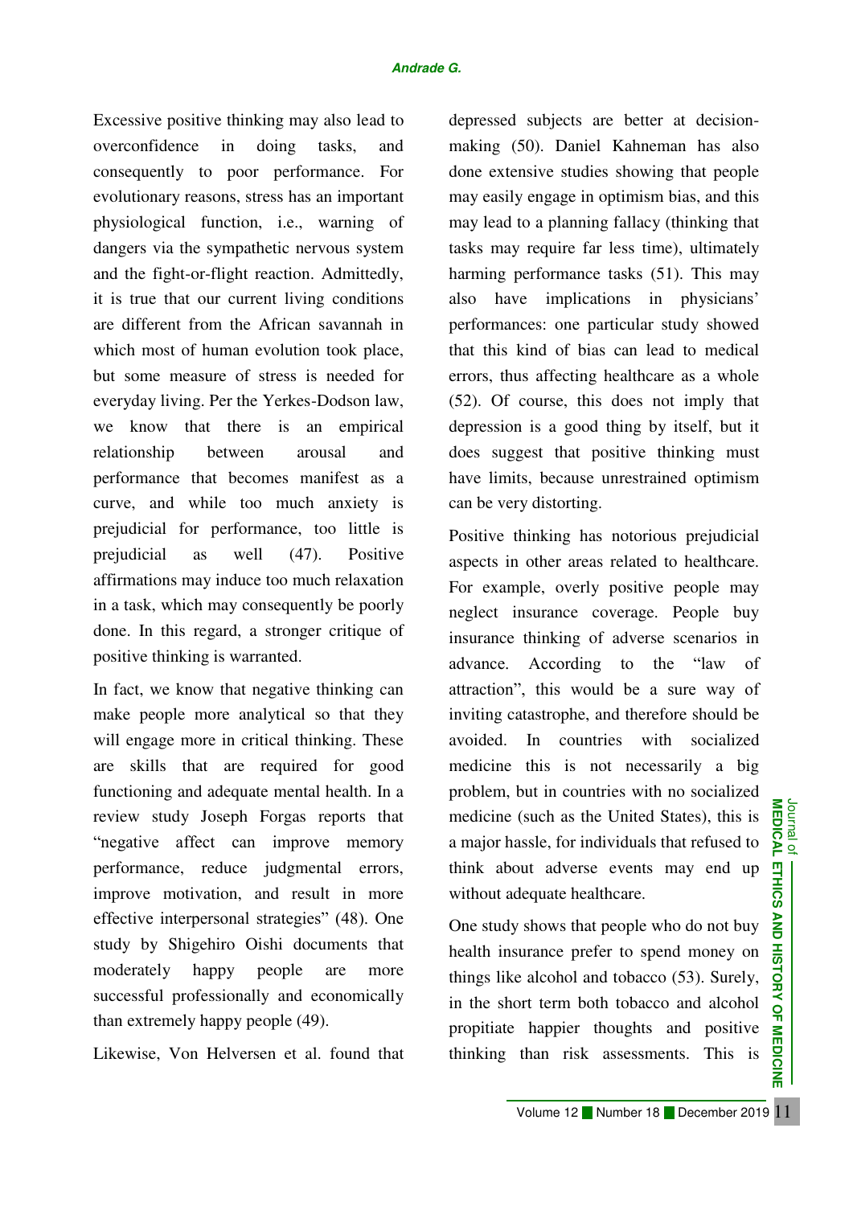Excessive positive thinking may also lead to overconfidence in doing tasks, and consequently to poor performance. For evolutionary reasons, stress has an important physiological function, i.e., warning of dangers via the sympathetic nervous system and the fight-or-flight reaction. Admittedly, it is true that our current living conditions are different from the African savannah in which most of human evolution took place, but some measure of stress is needed for everyday living. Per the Yerkes-Dodson law, we know that there is an empirical relationship between arousal and performance that becomes manifest as a curve, and while too much anxiety is prejudicial for performance, too little is prejudicial as well (47). Positive affirmations may induce too much relaxation in a task, which may consequently be poorly done. In this regard, a stronger critique of positive thinking is warranted.

In fact, we know that negative thinking can make people more analytical so that they will engage more in critical thinking. These are skills that are required for good functioning and adequate mental health. In a review study Joseph Forgas reports that "negative affect can improve memory performance, reduce judgmental errors, improve motivation, and result in more effective interpersonal strategies" (48). One study by Shigehiro Oishi documents that moderately happy people are more successful professionally and economically than extremely happy people (49).

Likewise, Von Helversen et al. found that depressed subjects are better at decision-making (50). Daniel Kahneman has also done extensive studies showing that people may easily engage in optimism bias, and this may lead to a planning fallacy (thinking that tasks may require far less time), ultimately harming performance tasks (51). This may also have implications in physicians' performances: one particular study showed that this kind of bias can lead to medical errors, thus affecting healthcare as a whole (52). Of course, this does not imply that depression is a good thing by itself, but it does suggest that positive thinking must have limits, because unrestrained optimism can be very distorting.

Positive thinking has notorious prejudicial aspects in other areas related to healthcare. For example, overly positive people may neglect insurance coverage. People buy insurance thinking of adverse scenarios in advance. According to the "law of attraction", this would be a sure way of inviting catastrophe, and therefore should be avoided. In countries with socialized medicine this is not necessarily a big problem, but in countries with no socialized medicine (such as the United States), this is a major hassle, for individuals that refused to think about adverse events may end up without adequate healthcare.

One study shows that people who do not buy health insurance prefer to spend money on things like alcohol and tobacco (53). Surely, in the short term both tobacco and alcohol propitiate happier thoughts and positive thinking than risk assessments. This is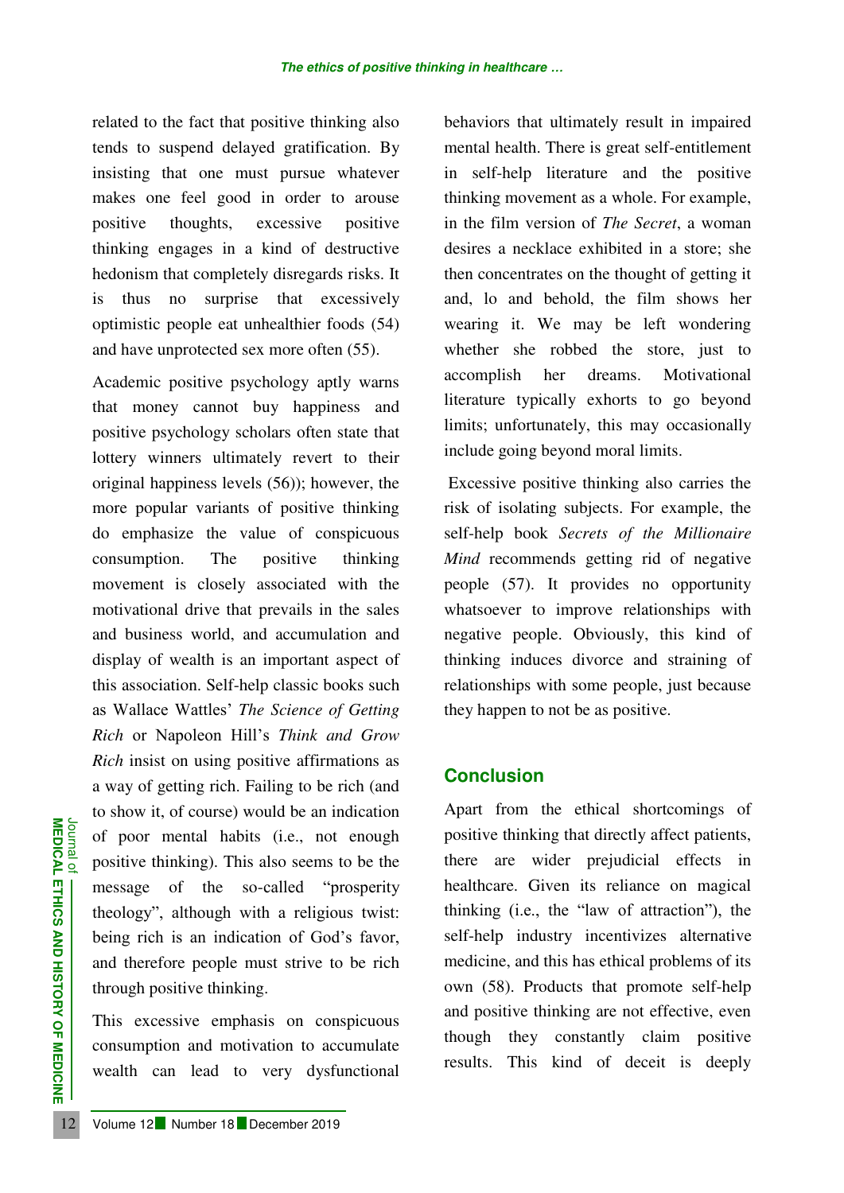related to the fact that positive thinking also tends to suspend delayed gratification. By insisting that one must pursue whatever makes one feel good in order to arouse positive thoughts, excessive positive thinking engages in a kind of destructive hedonism that completely disregards risks. It is thus no surprise that excessively optimistic people eat unhealthier foods (54) and have unprotected sex more often (55).

Academic positive psychology aptly warns that money cannot buy happiness and positive psychology scholars often state that lottery winners ultimately revert to their original happiness levels (56)); however, the more popular variants of positive thinking do emphasize the value of conspicuous consumption. The positive thinking movement is closely associated with the motivational drive that prevails in the sales and business world, and accumulation and display of wealth is an important aspect of this association. Self-help classic books such as Wallace Wattles' *The Science of Getting Rich* or Napoleon Hill's *Think and Grow Rich* insist on using positive affirmations as a way of getting rich. Failing to be rich (and to show it, of course) would be an indication of poor mental habits (i.e., not enough positive thinking). This also seems to be the message of the so-called "prosperity theology", although with a religious twist: being rich is an indication of God's favor, and therefore people must strive to be rich through positive thinking.

This excessive emphasis on conspicuous consumption and motivation to accumulate wealth can lead to very dysfunctional behaviors that ultimately result in impaired mental health. There is great self-entitlement in self-help literature and the positive thinking movement as a whole. For example, in the film version of *The Secret*, a woman desires a necklace exhibited in a store; she then concentrates on the thought of getting it and, lo and behold, the film shows her wearing it. We may be left wondering whether she robbed the store, just to accomplish her dreams. Motivational literature typically exhorts to go beyond limits; unfortunately, this may occasionally include going beyond moral limits.

Excessive positive thinking also carries the risk of isolating subjects. For example, the self-help book *Secrets of the Millionaire Mind* recommends getting rid of negative people (57). It provides no opportunity whatsoever to improve relationships with negative people. Obviously, this kind of thinking induces divorce and straining of relationships with some people, just because they happen to not be as positive.

## Conclusion

Apart from the ethical shortcomings of positive thinking that directly affect patients, there are wider prejudicial effects in healthcare. Given its reliance on magical thinking (i.e., the "law of attraction"), the self-help industry incentivizes alternative medicine, and this has ethical problems of its own (58). Products that promote self-help and positive thinking are not effective, even though they constantly claim positive results. This kind of deceit is deeply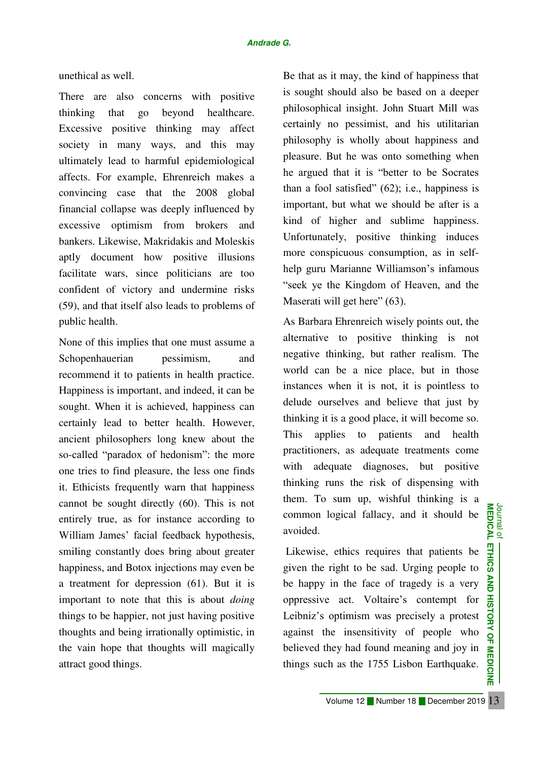unethical as well.

There are also concerns with positive thinking that go beyond healthcare. Excessive positive thinking may affect society in many ways, and this may ultimately lead to harmful epidemiological affects. For example, Ehrenreich makes a convincing case that the 2008 global financial collapse was deeply influenced by excessive optimism from brokers and bankers. Likewise, Makridakis and Moleskis aptly document how positive illusions facilitate wars, since politicians are too confident of victory and undermine risks (59), and that itself also leads to problems of public health.

None of this implies that one must assume a Schopenhauerian pessimism, and recommend it to patients in health practice. Happiness is important, and indeed, it can be sought. When it is achieved, happiness can certainly lead to better health. However, ancient philosophers long knew about the so-called "paradox of hedonism": the more one tries to find pleasure, the less one finds it. Ethicists frequently warn that happiness cannot be sought directly (60). This is not entirely true, as for instance according to William James' facial feedback hypothesis, smiling constantly does bring about greater happiness, and Botox injections may even be a treatment for depression (61). But it is important to note that this is about *doing* things to be happier, not just having positive thoughts and being irrationally optimistic, in the vain hope that thoughts will magically attract good things.

Be that as it may, the kind of happiness that is sought should also be based on a deeper philosophical insight. John Stuart Mill was certainly no pessimist, and his utilitarian philosophy is wholly about happiness and pleasure. But he was onto something when he argued that it is "better to be Socrates than a fool satisfied" (62); i.e., happiness is important, but what we should be after is a kind of higher and sublime happiness. Unfortunately, positive thinking induces more conspicuous consumption, as in self-help guru Marianne Williamson's infamous "seek ye the Kingdom of Heaven, and the Maserati will get here" (63).

As Barbara Ehrenreich wisely points out, the alternative to positive thinking is not negative thinking, but rather realism. The world can be a nice place, but in those instances when it is not, it is pointless to delude ourselves and believe that just by thinking it is a good place, it will become so. This applies to patients and health practitioners, as adequate treatments come with adequate diagnoses, but positive thinking runs the risk of dispensing with them. To sum up, wishful thinking is a common logical fallacy, and it should be avoided.

Likewise, ethics requires that patients be given the right to be sad. Urging people to be happy in the face of tragedy is a very oppressive act. Voltaire's contempt for Leibniz's optimism was precisely a protest against the insensitivity of people who believed they had found meaning and joy in things such as the 1755 Lisbon Earthquake.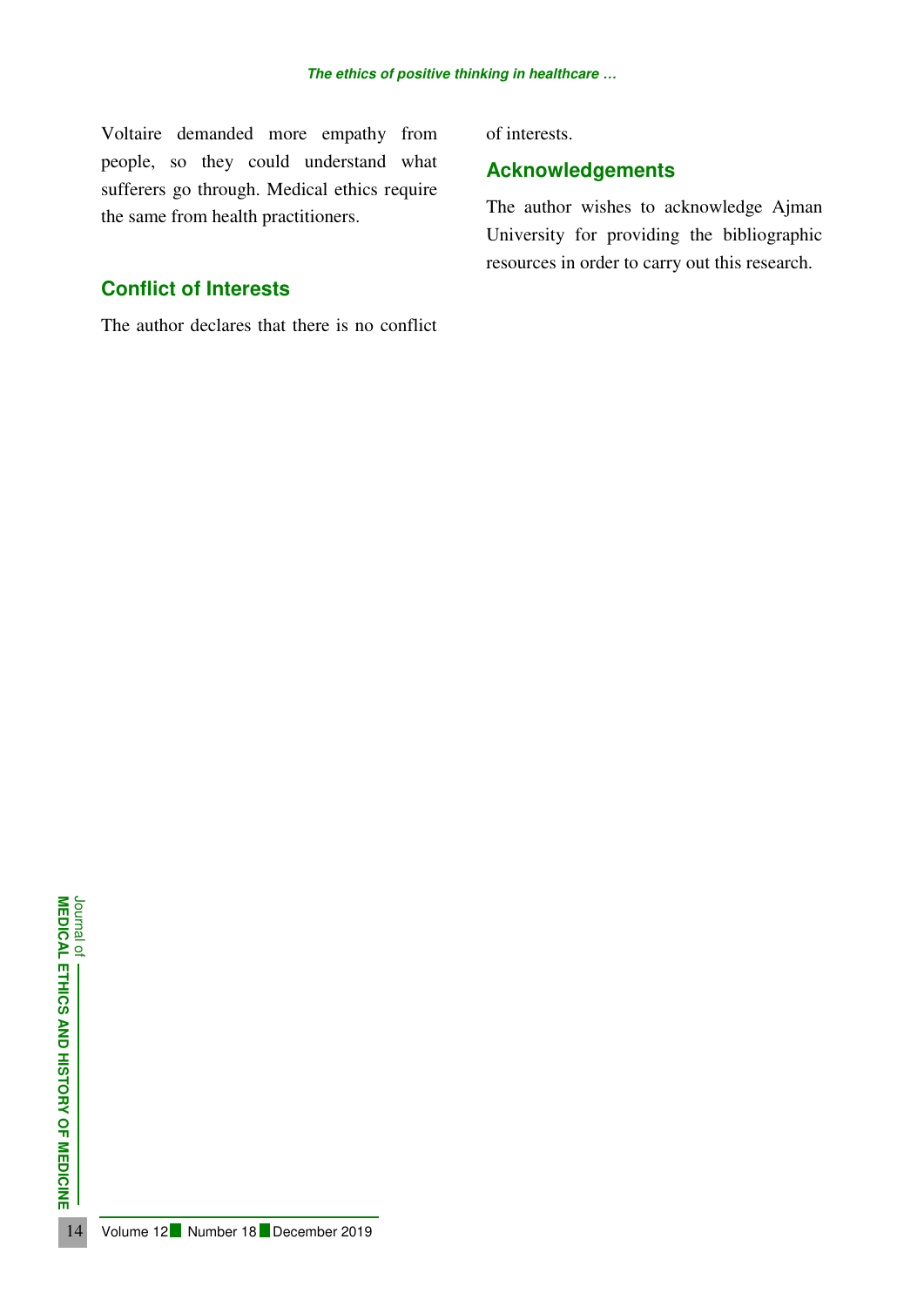Voltaire demanded more empathy from people, so they could understand what sufferers go through. Medical ethics require the same from health practitioners.

## Conflict of Interests

The author declares that there is no conflict of interests.

## Acknowledgements

The author wishes to acknowledge Ajman University for providing the bibliographic resources in order to carry out this research.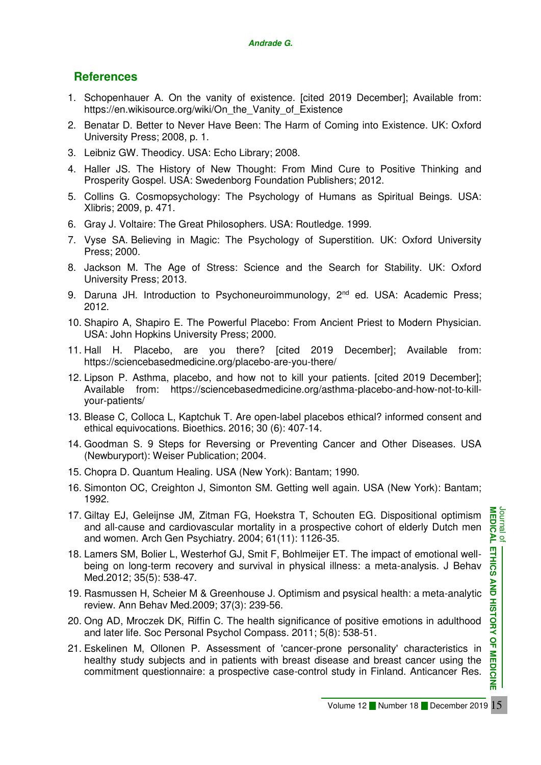## References

1. Schopenhauer A. On the vanity of existence. [cited 2019 December]; Available from: https://en.wikisource.org/wiki/On_the_Vanity_of_Existence
2. Benatar D. Better to Never Have Been: The Harm of Coming into Existence. UK: Oxford University Press; 2008, p. 1.
3. Leibniz GW. Theodicy. USA: Echo Library; 2008.
4. Haller JS. The History of New Thought: From Mind Cure to Positive Thinking and Prosperity Gospel. USA: Swedenborg Foundation Publishers; 2012.
5. Collins G. Cosmopsychology: The Psychology of Humans as Spiritual Beings. USA: Xlibris; 2009, p. 471.
6. Gray J. Voltaire: The Great Philosophers. USA: Routledge. 1999.
7. Vyse SA. Believing in Magic: The Psychology of Superstition. UK: Oxford University Press; 2000.
8. Jackson M. The Age of Stress: Science and the Search for Stability. UK: Oxford University Press; 2013.
9. Daruna JH. Introduction to Psychoneuroimmunology, 2nd ed. USA: Academic Press; 2012.
10. Shapiro A, Shapiro E. The Powerful Placebo: From Ancient Priest to Modern Physician. USA: John Hopkins University Press; 2000.
11. Hall H. Placebo, are you there? [cited 2019 December]; Available from: https://sciencebasedmedicine.org/placebo-are-you-there/
12. Lipson P. Asthma, placebo, and how not to kill your patients. [cited 2019 December]; Available from: https://sciencebasedmedicine.org/asthma-placebo-and-how-not-to-kill-your-patients/
13. Blease C, Colloca L, Kaptchuk T. Are open-label placebos ethical? informed consent and ethical equivocations. Bioethics. 2016; 30 (6): 407-14.
14. Goodman S. 9 Steps for Reversing or Preventing Cancer and Other Diseases. USA (Newburyport): Weiser Publication; 2004.
15. Chopra D. Quantum Healing. USA (New York): Bantam; 1990.
16. Simonton OC, Creighton J, Simonton SM. Getting well again. USA (New York): Bantam; 1992.
17. Giltay EJ, Geleijnse JM, Zitman FG, Hoekstra T, Schouten EG. Dispositional optimism and all-cause and cardiovascular mortality in a prospective cohort of elderly Dutch men and women. Arch Gen Psychiatry. 2004; 61(11): 1126-35.
18. Lamers SM, Bolier L, Westerhof GJ, Smit F, Bohlmeijer ET. The impact of emotional well-being on long-term recovery and survival in physical illness: a meta-analysis. J Behav Med.2012; 35(5): 538-47.
19. Rasmussen H, Scheier M & Greenhouse J. Optimism and psysical health: a meta-analytic review. Ann Behav Med.2009; 37(3): 239-56.
20. Ong AD, Mroczek DK, Riffin C. The health significance of positive emotions in adulthood and later life. Soc Personal Psychol Compass. 2011; 5(8): 538-51.
21. Eskelinen M, Ollonen P. Assessment of 'cancer-prone personality' characteristics in healthy study subjects and in patients with breast disease and breast cancer using the commitment questionnaire: a prospective case-control study in Finland. Anticancer Res.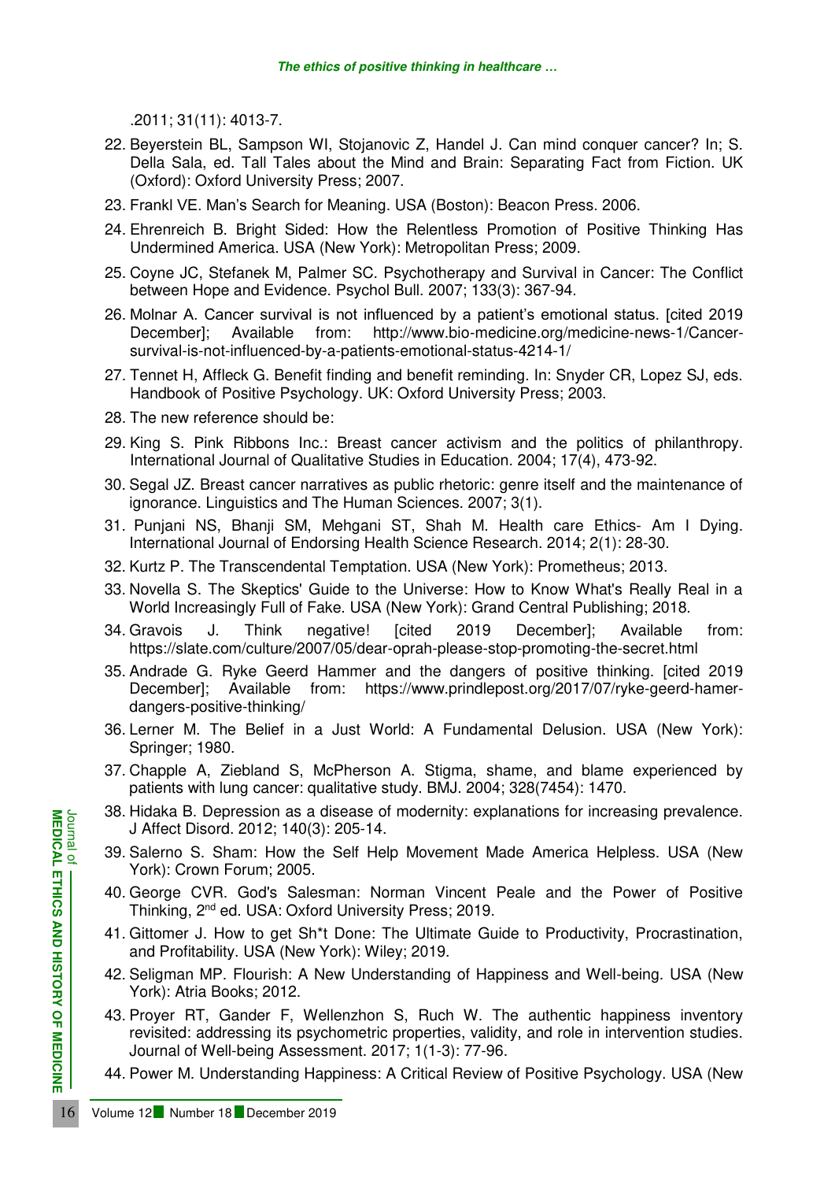.2011; 31(11): 4013-7.

22. Beyerstein BL, Sampson WI, Stojanovic Z, Handel J. Can mind conquer cancer? In; S. Della Sala, ed. Tall Tales about the Mind and Brain: Separating Fact from Fiction. UK (Oxford): Oxford University Press; 2007.
23. Frankl VE. Man's Search for Meaning. USA (Boston): Beacon Press. 2006.
24. Ehrenreich B. Bright Sided: How the Relentless Promotion of Positive Thinking Has Undermined America. USA (New York): Metropolitan Press; 2009.
25. Coyne JC, Stefanek M, Palmer SC. Psychotherapy and Survival in Cancer: The Conflict between Hope and Evidence. Psychol Bull. 2007; 133(3): 367-94.
26. Molnar A. Cancer survival is not influenced by a patient's emotional status. [cited 2019 December]; Available from: http://www.bio-medicine.org/medicine-news-1/Cancer-survival-is-not-influenced-by-a-patients-emotional-status-4214-1/
27. Tennet H, Affleck G. Benefit finding and benefit reminding. In: Snyder CR, Lopez SJ, eds. Handbook of Positive Psychology. UK: Oxford University Press; 2003.
28. The new reference should be:
29. King S. Pink Ribbons Inc.: Breast cancer activism and the politics of philanthropy. International Journal of Qualitative Studies in Education. 2004; 17(4), 473-92.
30. Segal JZ. Breast cancer narratives as public rhetoric: genre itself and the maintenance of ignorance. Linguistics and The Human Sciences. 2007; 3(1).
31. Punjani NS, Bhanji SM, Mehgani ST, Shah M. Health care Ethics- Am I Dying. International Journal of Endorsing Health Science Research. 2014; 2(1): 28-30.
32. Kurtz P. The Transcendental Temptation. USA (New York): Prometheus; 2013.
33. Novella S. The Skeptics' Guide to the Universe: How to Know What's Really Real in a World Increasingly Full of Fake. USA (New York): Grand Central Publishing; 2018.
34. Gravois J. Think negative! [cited 2019 December]; Available from: https://slate.com/culture/2007/05/dear-oprah-please-stop-promoting-the-secret.html
35. Andrade G. Ryke Geerd Hammer and the dangers of positive thinking. [cited 2019 December]; Available from: https://www.prindlepost.org/2017/07/ryke-geerd-hamer-dangers-positive-thinking/
36. Lerner M. The Belief in a Just World: A Fundamental Delusion. USA (New York): Springer; 1980.
37. Chapple A, Ziebland S, McPherson A. Stigma, shame, and blame experienced by patients with lung cancer: qualitative study. BMJ. 2004; 328(7454): 1470.
38. Hidaka B. Depression as a disease of modernity: explanations for increasing prevalence. J Affect Disord. 2012; 140(3): 205-14.
39. Salerno S. Sham: How the Self Help Movement Made America Helpless. USA (New York): Crown Forum; 2005.
40. George CVR. God's Salesman: Norman Vincent Peale and the Power of Positive Thinking, 2nd ed. USA: Oxford University Press; 2019.
41. Gittomer J. How to get Sh*t Done: The Ultimate Guide to Productivity, Procrastination, and Profitability. USA (New York): Wiley; 2019.
42. Seligman MP. Flourish: A New Understanding of Happiness and Well-being. USA (New York): Atria Books; 2012.
43. Proyer RT, Gander F, Wellenzhon S, Ruch W. The authentic happiness inventory revisited: addressing its psychometric properties, validity, and role in intervention studies. Journal of Well-being Assessment. 2017; 1(1-3): 77-96.
44. Power M. Understanding Happiness: A Critical Review of Positive Psychology. USA (New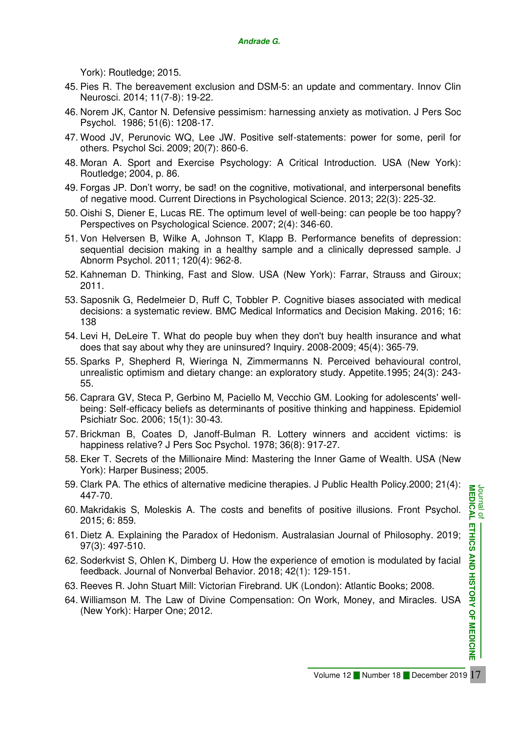York): Routledge; 2015.

45. Pies R. The bereavement exclusion and DSM-5: an update and commentary. Innov Clin Neurosci. 2014; 11(7-8): 19-22.
46. Norem JK, Cantor N. Defensive pessimism: harnessing anxiety as motivation. J Pers Soc Psychol. 1986; 51(6): 1208-17.
47. Wood JV, Perunovic WQ, Lee JW. Positive self-statements: power for some, peril for others. Psychol Sci. 2009; 20(7): 860-6.
48. Moran A. Sport and Exercise Psychology: A Critical Introduction. USA (New York): Routledge; 2004, p. 86.
49. Forgas JP. Don't worry, be sad! on the cognitive, motivational, and interpersonal benefits of negative mood. Current Directions in Psychological Science. 2013; 22(3): 225-32.
50. Oishi S, Diener E, Lucas RE. The optimum level of well-being: can people be too happy? Perspectives on Psychological Science. 2007; 2(4): 346-60.
51. Von Helversen B, Wilke A, Johnson T, Klapp B. Performance benefits of depression: sequential decision making in a healthy sample and a clinically depressed sample. J Abnorm Psychol. 2011; 120(4): 962-8.
52. Kahneman D. Thinking, Fast and Slow. USA (New York): Farrar, Strauss and Giroux; 2011.
53. Saposnik G, Redelmeier D, Ruff C, Tobbler P. Cognitive biases associated with medical decisions: a systematic review. BMC Medical Informatics and Decision Making. 2016; 16: 138
54. Levi H, DeLeire T. What do people buy when they don't buy health insurance and what does that say about why they are uninsured? Inquiry. 2008-2009; 45(4): 365-79.
55. Sparks P, Shepherd R, Wieringa N, Zimmermanns N. Perceived behavioural control, unrealistic optimism and dietary change: an exploratory study. Appetite.1995; 24(3): 243-55.
56. Caprara GV, Steca P, Gerbino M, Paciello M, Vecchio GM. Looking for adolescents' well-being: Self-efficacy beliefs as determinants of positive thinking and happiness. Epidemiol Psichiatr Soc. 2006; 15(1): 30-43.
57. Brickman B, Coates D, Janoff-Bulman R. Lottery winners and accident victims: is happiness relative? J Pers Soc Psychol. 1978; 36(8): 917-27.
58. Eker T. Secrets of the Millionaire Mind: Mastering the Inner Game of Wealth. USA (New York): Harper Business; 2005.
59. Clark PA. The ethics of alternative medicine therapies. J Public Health Policy.2000; 21(4): 447-70.
60. Makridakis S, Moleskis A. The costs and benefits of positive illusions. Front Psychol. 2015; 6: 859.
61. Dietz A. Explaining the Paradox of Hedonism. Australasian Journal of Philosophy. 2019; 97(3): 497-510.
62. Soderkvist S, Ohlen K, Dimberg U. How the experience of emotion is modulated by facial feedback. Journal of Nonverbal Behavior. 2018; 42(1): 129-151.
63. Reeves R. John Stuart Mill: Victorian Firebrand. UK (London): Atlantic Books; 2008.
64. Williamson M. The Law of Divine Compensation: On Work, Money, and Miracles. USA (New York): Harper One; 2012.